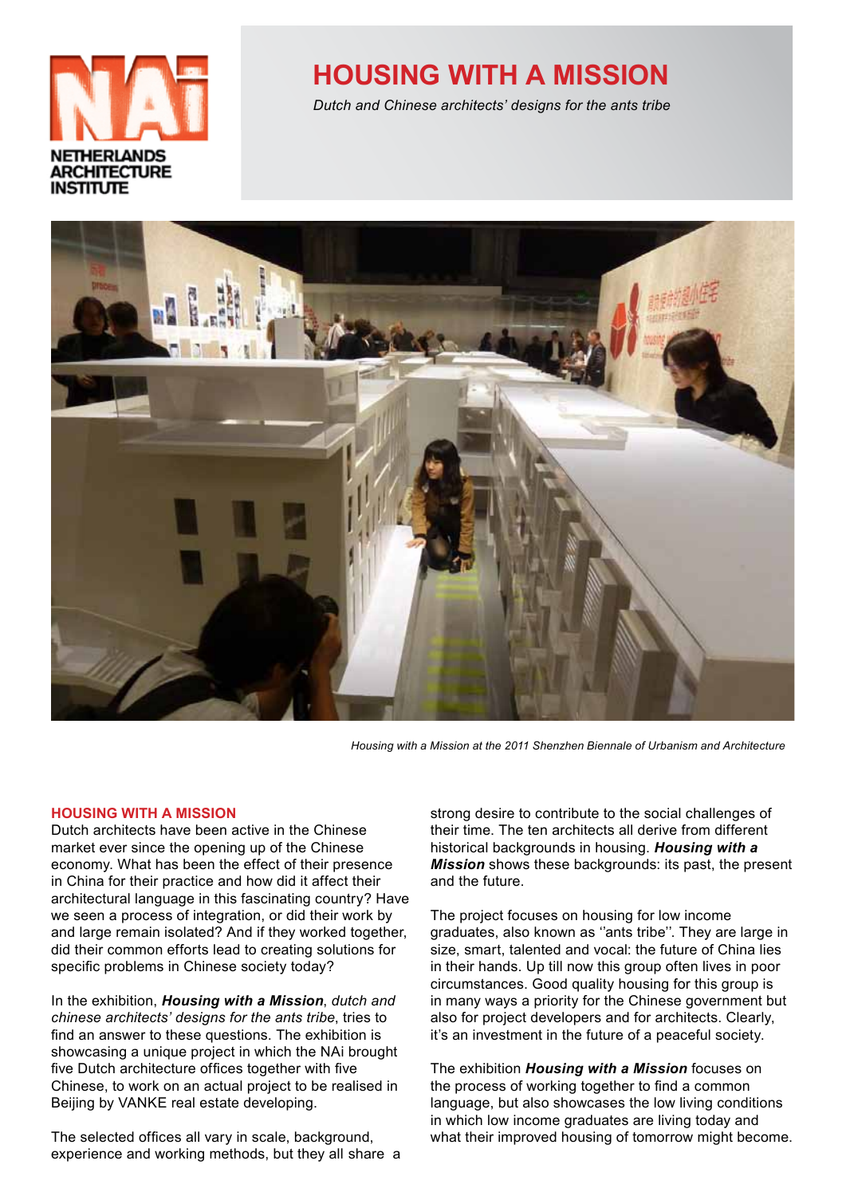NETHERLANDS ARCHITECTURE INSTITUTE

# HOUSING WITH A MISSION

*Dutch and Chinese architects' designs for the ants tribe*

*Housing with a Mission at the 2011 Shenzhen Biennale of Urbanism and Architecture*

## HOUSING WITH A MISSION

Dutch architects have been active in the Chinese market ever since the opening up of the Chinese economy. What has been the effect of their presence in China for their practice and how did it affect their architectural language in this fascinating country? Have we seen a process of integration, or did their work by and large remain isolated? And if they worked together, did their common efforts lead to creating solutions for specific problems in Chinese society today?

In the exhibition, ***Housing with a Mission***, *dutch and chinese architects' designs for the ants tribe*, tries to find an answer to these questions. The exhibition is showcasing a unique project in which the NAi brought five Dutch architecture offices together with five Chinese, to work on an actual project to be realised in Beijing by VANKE real estate developing.

The selected offices all vary in scale, background, experience and working methods, but they all share a strong desire to contribute to the social challenges of their time. The ten architects all derive from different historical backgrounds in housing. ***Housing with a Mission*** shows these backgrounds: its past, the present and the future.

The project focuses on housing for low income graduates, also known as ''ants tribe''. They are large in size, smart, talented and vocal: the future of China lies in their hands. Up till now this group often lives in poor circumstances. Good quality housing for this group is in many ways a priority for the Chinese government but also for project developers and for architects. Clearly, it's an investment in the future of a peaceful society.

The exhibition ***Housing with a Mission*** focuses on the process of working together to find a common language, but also showcases the low living conditions in which low income graduates are living today and what their improved housing of tomorrow might become.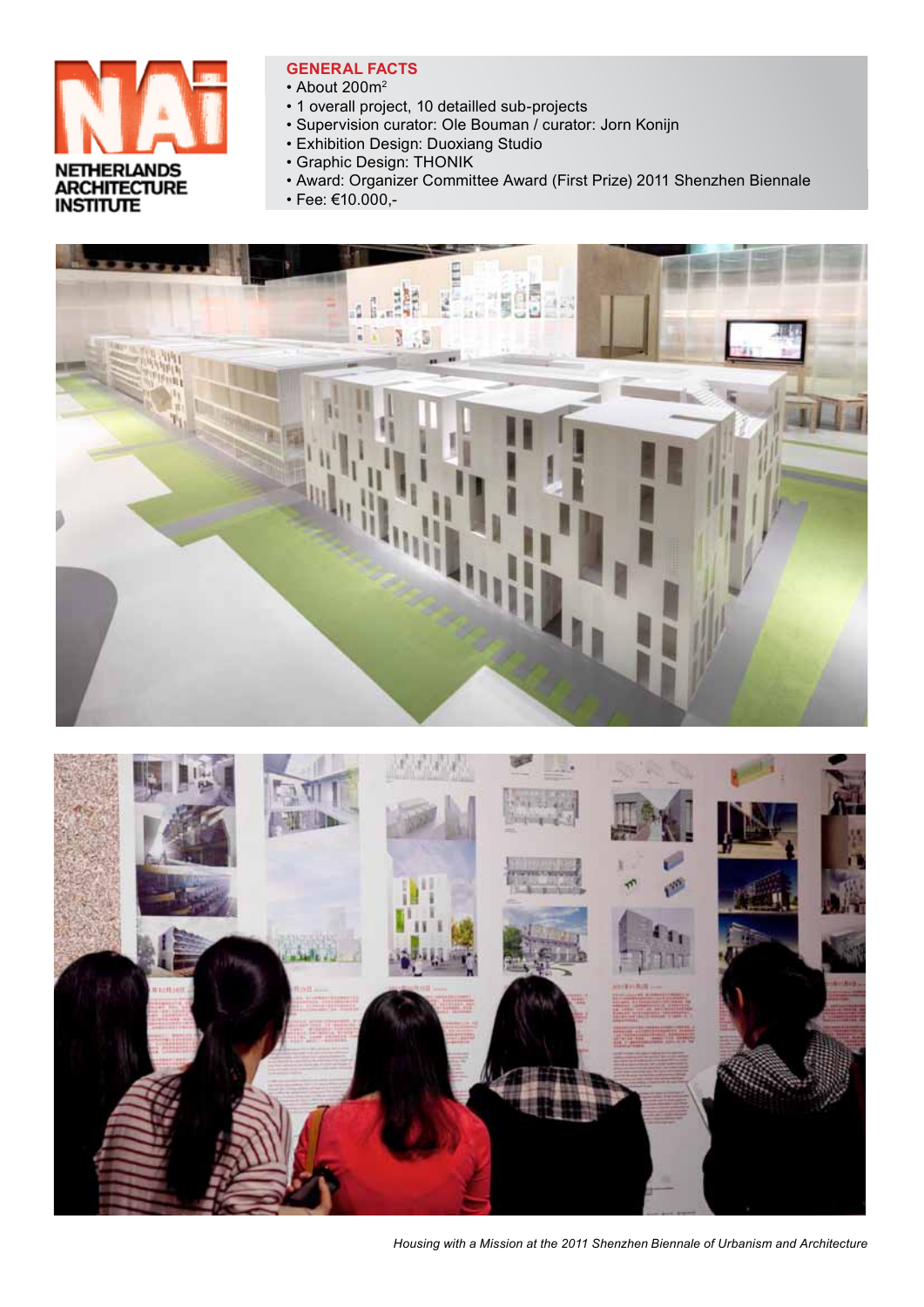NETHERLANDS ARCHITECTURE INSTITUTE

## GENERAL FACTS

- About 200m[2]
- 1 overall project, 10 detailled sub-projects
- Supervision curator: Ole Bouman / curator: Jorn Konijn
- Exhibition Design: Duoxiang Studio
- Graphic Design: THONIK
- Award: Organizer Committee Award (First Prize) 2011 Shenzhen Biennale
- Fee: €10.000,-

*Housing with a Mission at the 2011 Shenzhen Biennale of Urbanism and Architecture*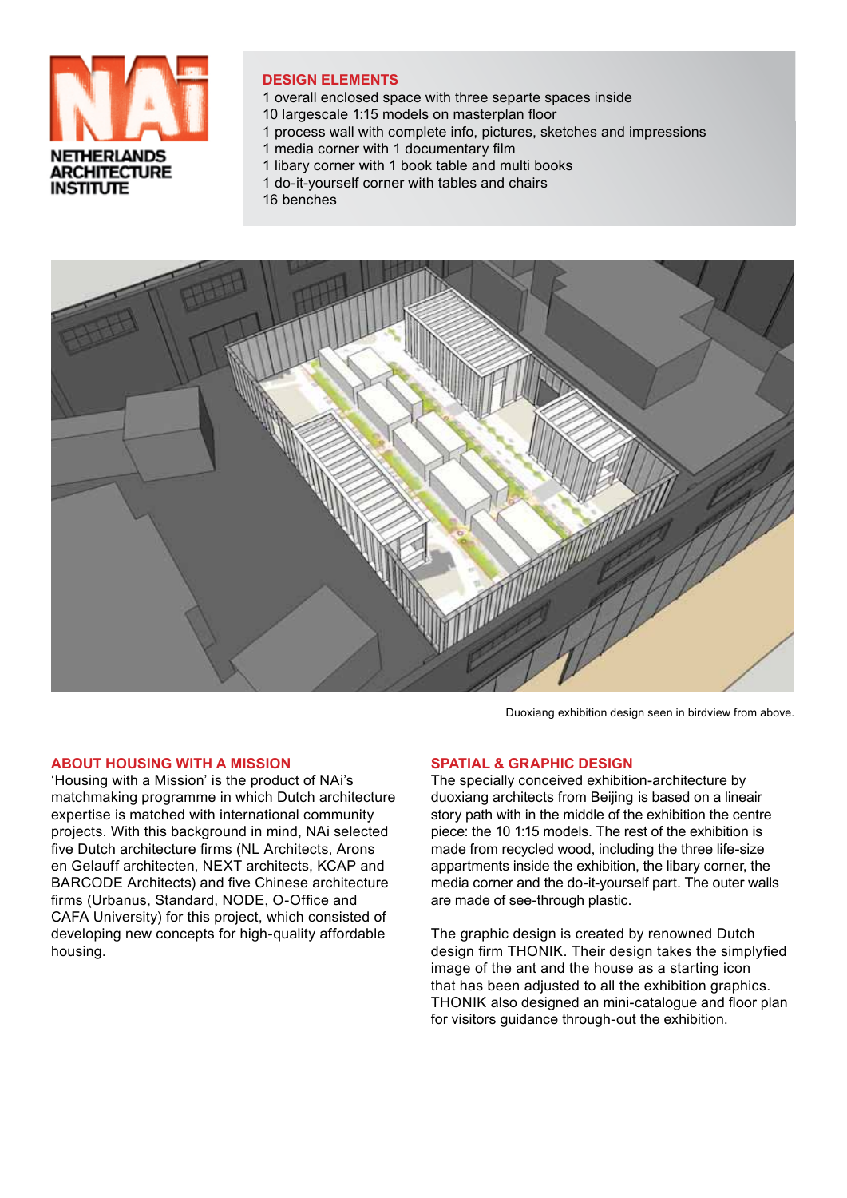NETHERLANDS
ARCHITECTURE
INSTITUTE

## DESIGN ELEMENTS

1 overall enclosed space with three separte spaces inside
10 largescale 1:15 models on masterplan floor
1 process wall with complete info, pictures, sketches and impressions
1 media corner with 1 documentary film
1 libary corner with 1 book table and multi books
1 do-it-yourself corner with tables and chairs
16 benches

Duoxiang exhibition design seen in birdview from above.

## ABOUT HOUSING WITH A MISSION

'Housing with a Mission' is the product of NAi's matchmaking programme in which Dutch architecture expertise is matched with international community projects. With this background in mind, NAi selected five Dutch architecture firms (NL Architects, Arons en Gelauff architecten, NEXT architects, KCAP and BARCODE Architects) and five Chinese architecture firms (Urbanus, Standard, NODE, O-Office and CAFA University) for this project, which consisted of developing new concepts for high-quality affordable housing.

## SPATIAL & GRAPHIC DESIGN

The specially conceived exhibition-architecture by duoxiang architects from Beijing is based on a lineair story path with in the middle of the exhibition the centre piece: the 10 1:15 models. The rest of the exhibition is made from recycled wood, including the three life-size appartments inside the exhibition, the libary corner, the media corner and the do-it-yourself part. The outer walls are made of see-through plastic.

The graphic design is created by renowned Dutch design firm THONIK. Their design takes the simplyfied image of the ant and the house as a starting icon that has been adjusted to all the exhibition graphics. THONIK also designed an mini-catalogue and floor plan for visitors guidance through-out the exhibition.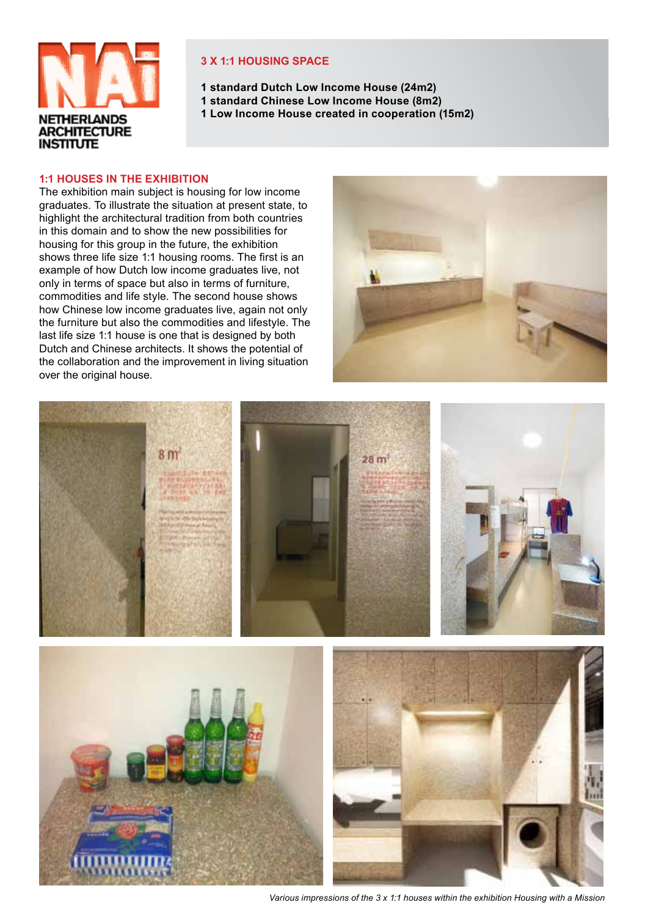NETHERLANDS ARCHITECTURE INSTITUTE

## 3 X 1:1 HOUSING SPACE

**1 standard Dutch Low Income House (24m2)**
**1 standard Chinese Low Income House (8m2)**
**1 Low Income House created in cooperation (15m2)**

## 1:1 HOUSES IN THE EXHIBITION

The exhibition main subject is housing for low income graduates. To illustrate the situation at present state, to highlight the architectural tradition from both countries in this domain and to show the new possibilities for housing for this group in the future, the exhibition shows three life size 1:1 housing rooms. The first is an example of how Dutch low income graduates live, not only in terms of space but also in terms of furniture, commodities and life style. The second house shows how Chinese low income graduates live, again not only the furniture but also the commodities and lifestyle. The last life size 1:1 house is one that is designed by both Dutch and Chinese architects. It shows the potential of the collaboration and the improvement in living situation over the original house.

*Various impressions of the 3 x 1:1 houses within the exhibition Housing with a Mission*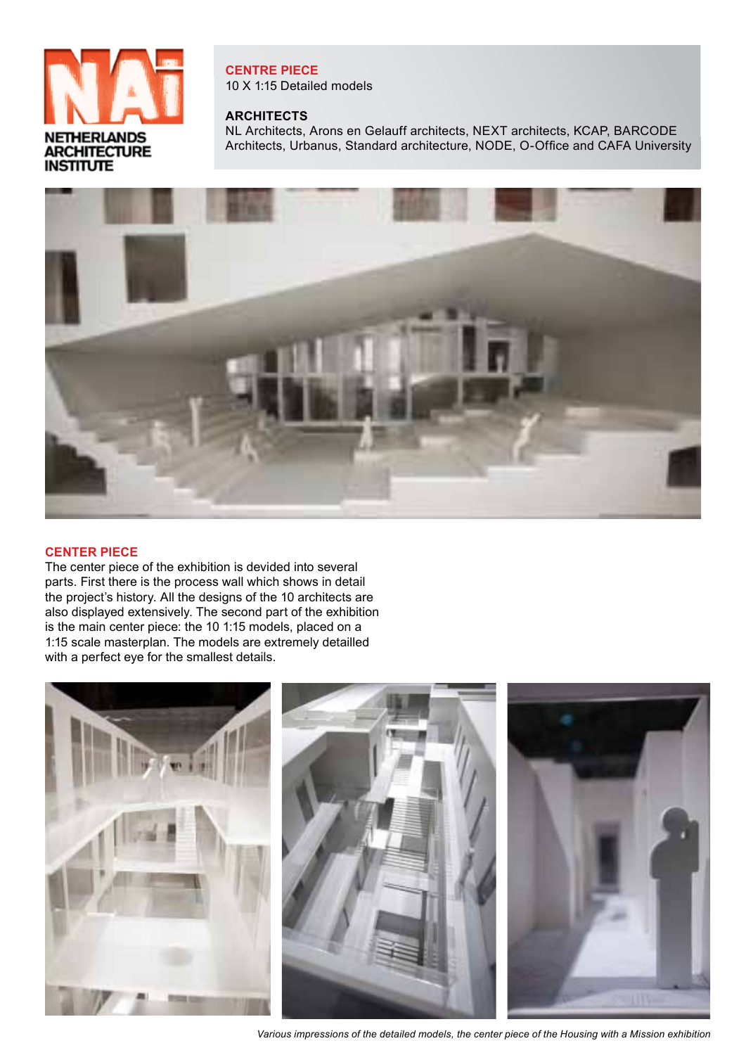NETHERLANDS ARCHITECTURE INSTITUTE

**CENTRE PIECE**
10 X 1:15 Detailed models

**ARCHITECTS**
NL Architects, Arons en Gelauff architects, NEXT architects, KCAP, BARCODE Architects, Urbanus, Standard architecture, NODE, O-Office and CAFA University

## CENTER PIECE

The center piece of the exhibition is devided into several parts. First there is the process wall which shows in detail the project's history. All the designs of the 10 architects are also displayed extensively. The second part of the exhibition is the main center piece: the 10 1:15 models, placed on a 1:15 scale masterplan. The models are extremely detailled with a perfect eye for the smallest details.

*Various impressions of the detailed models, the center piece of the Housing with a Mission exhibition*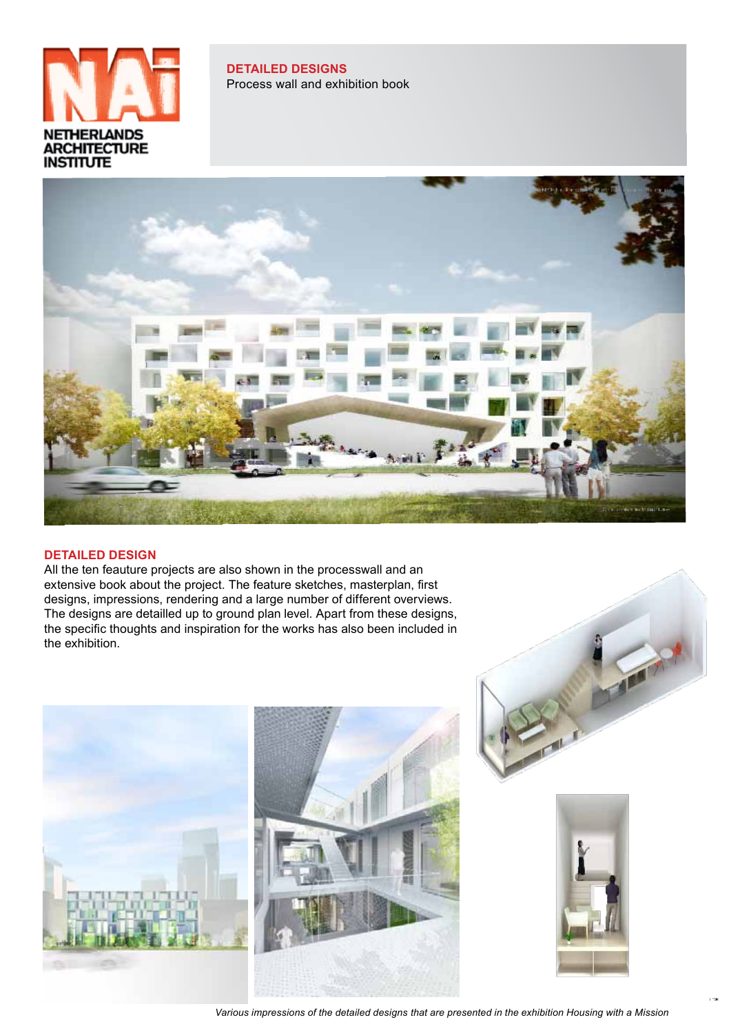NETHERLANDS ARCHITECTURE INSTITUTE

## DETAILED DESIGNS

Process wall and exhibition book

## DETAILED DESIGN

All the ten feauture projects are also shown in the processwall and an extensive book about the project. The feature sketches, masterplan, first designs, impressions, rendering and a large number of different overviews. The designs are detailled up to ground plan level. Apart from these designs, the specific thoughts and inspiration for the works has also been included in the exhibition.

*Various impressions of the detailed designs that are presented in the exhibition Housing with a Mission*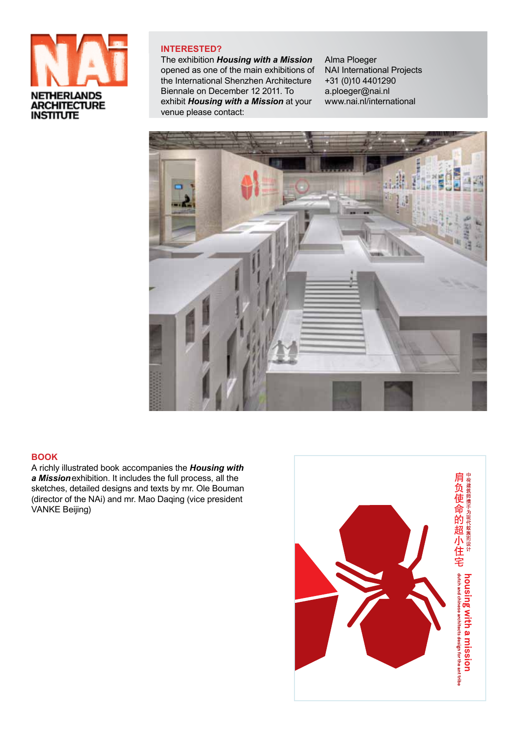NETHERLANDS ARCHITECTURE INSTITUTE

## INTERESTED?

The exhibition ***Housing with a Mission*** opened as one of the main exhibitions of the International Shenzhen Architecture Biennale on December 12 2011. To exhibit ***Housing with a Mission*** at your venue please contact:

Alma Ploeger
NAI International Projects
+31 (0)10 4401290
a.ploeger@nai.nl
www.nai.nl/international

## BOOK

A richly illustrated book accompanies the ***Housing with a Mission*** exhibition. It includes the full process, all the sketches, detailed designs and texts by mr. Ole Bouman (director of the NAi) and mr. Mao Daqing (vice president VANKE Beijing)

肩负使命的超小住宅

中荷建筑师携手为现代蚁族而设计

housing with a mission

dutch and chinese architects design for the ant tribe